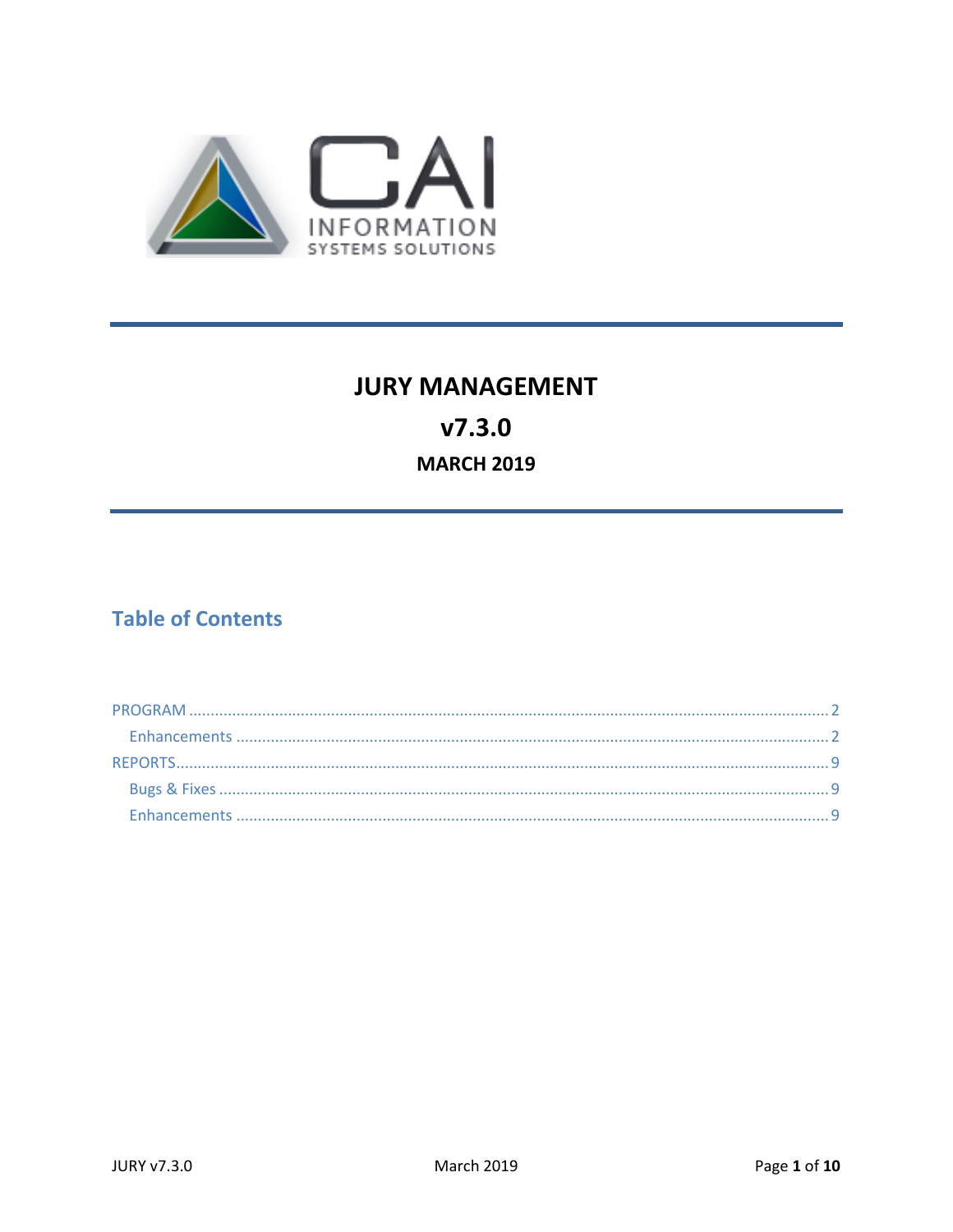CAI

INFORMATION SYSTEMS SOLUTIONS

# JURY MANAGEMENT

## v7.3.0

### MARCH 2019

## Table of Contents

- PROGRAM .... 2
  - Enhancements .... 2
- REPORTS .... 9
  - Bugs & Fixes .... 9
  - Enhancements .... 9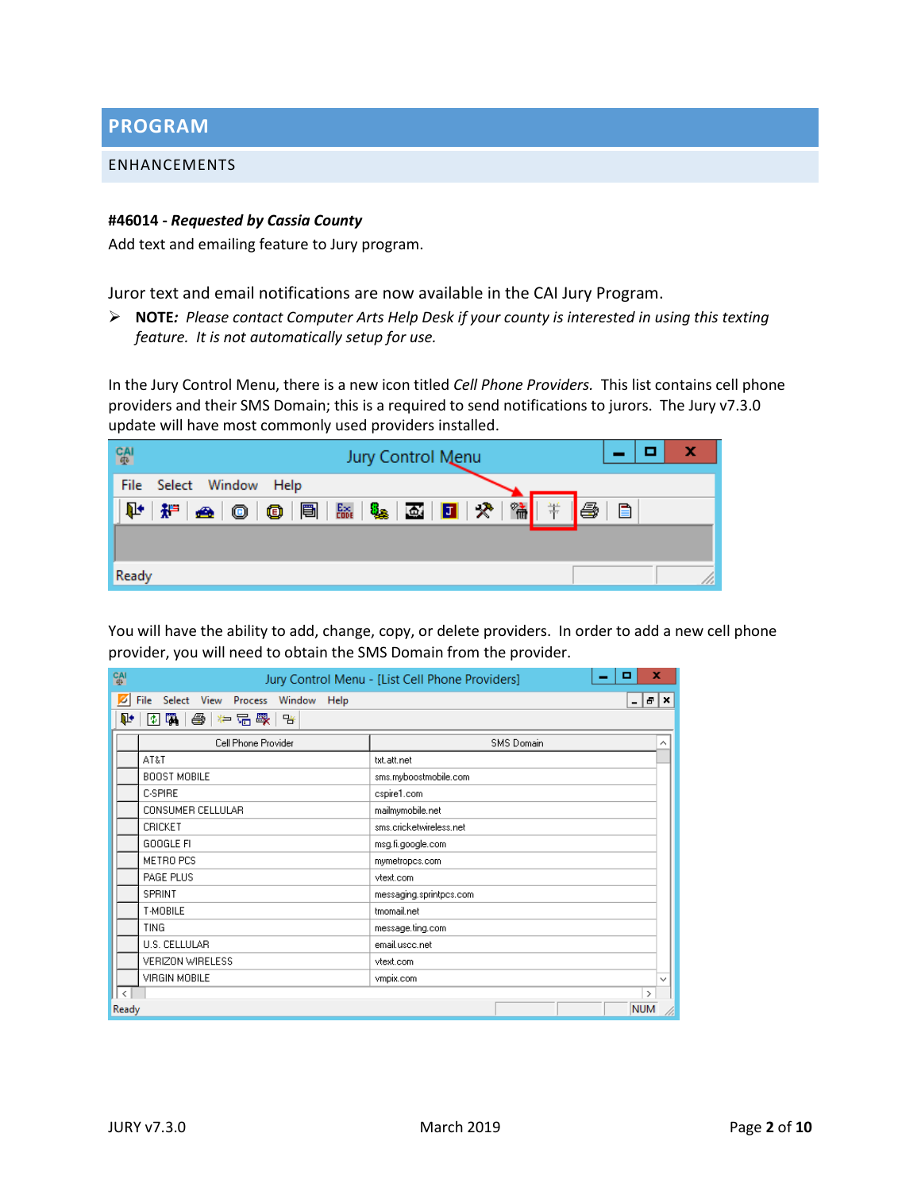# PROGRAM

## ENHANCEMENTS

**#46014 - *Requested by Cassia County***

Add text and emailing feature to Jury program.

Juror text and email notifications are now available in the CAI Jury Program.

- **NOTE:** *Please contact Computer Arts Help Desk if your county is interested in using this texting feature. It is not automatically setup for use.*

In the Jury Control Menu, there is a new icon titled *Cell Phone Providers.* This list contains cell phone providers and their SMS Domain; this is a required to send notifications to jurors. The Jury v7.3.0 update will have most commonly used providers installed.

You will have the ability to add, change, copy, or delete providers. In order to add a new cell phone provider, you will need to obtain the SMS Domain from the provider.

| Cell Phone Provider | SMS Domain |
|---|---|
| AT&T | txt.att.net |
| BOOST MOBILE | sms.myboostmobile.com |
| C-SPIRE | cspire1.com |
| CONSUMER CELLULAR | mailmymobile.net |
| CRICKET | sms.cricketwireless.net |
| GOOGLE FI | msg.fi.google.com |
| METRO PCS | mymetropcs.com |
| PAGE PLUS | vtext.com |
| SPRINT | messaging.sprintpcs.com |
| T-MOBILE | tmomail.net |
| TING | message.ting.com |
| U.S. CELLULAR | email.uscc.net |
| VERIZON WIRELESS | vtext.com |
| VIRGIN MOBILE | vmpix.com |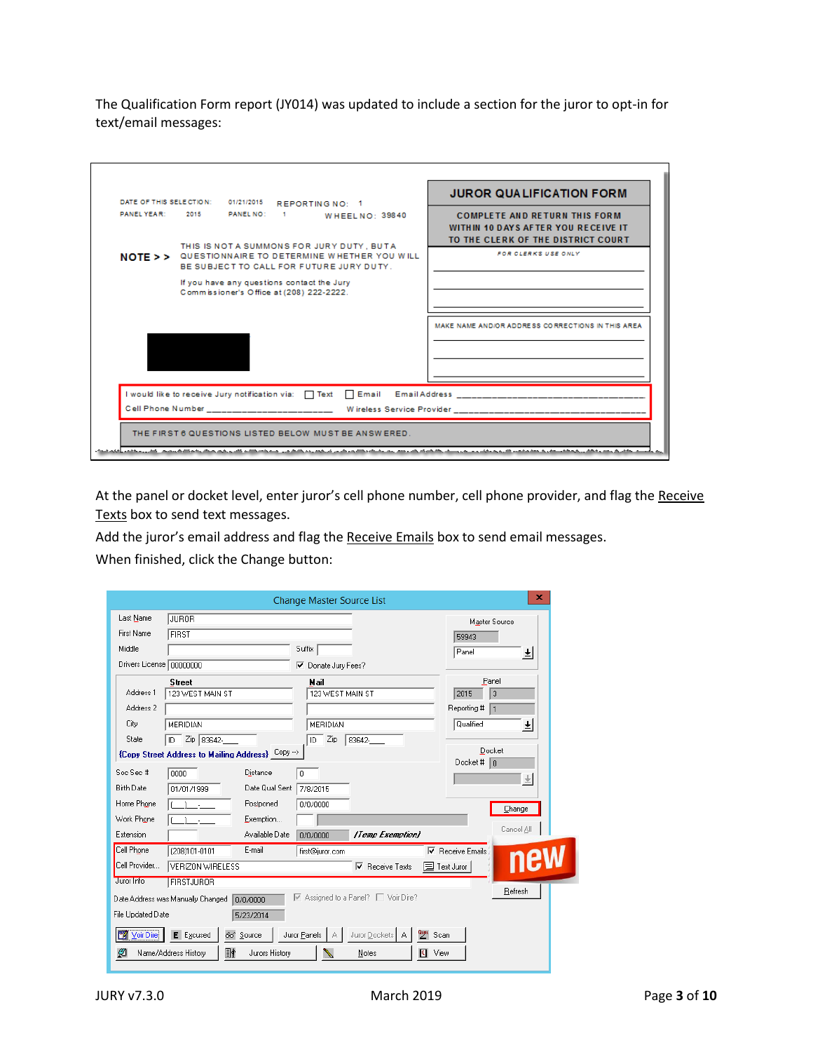The Qualification Form report (JY014) was updated to include a section for the juror to opt-in for text/email messages:

At the panel or docket level, enter juror's cell phone number, cell phone provider, and flag the Receive Texts box to send text messages.

Add the juror's email address and flag the Receive Emails box to send email messages.

When finished, click the Change button: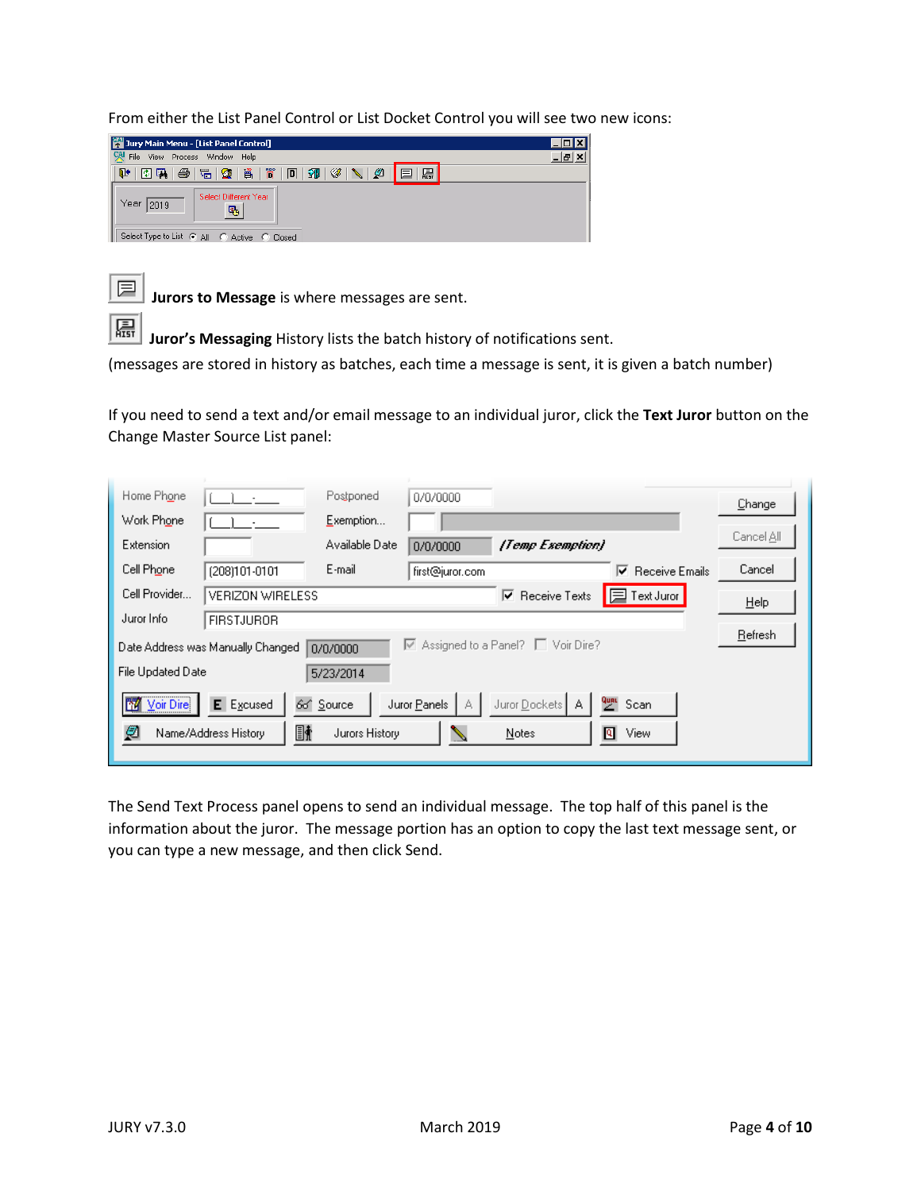From either the List Panel Control or List Docket Control you will see two new icons:

**Jurors to Message** is where messages are sent.

**Juror's Messaging** History lists the batch history of notifications sent.

(messages are stored in history as batches, each time a message is sent, it is given a batch number)

If you need to send a text and/or email message to an individual juror, click the **Text Juror** button on the Change Master Source List panel:

The Send Text Process panel opens to send an individual message. The top half of this panel is the information about the juror. The message portion has an option to copy the last text message sent, or you can type a new message, and then click Send.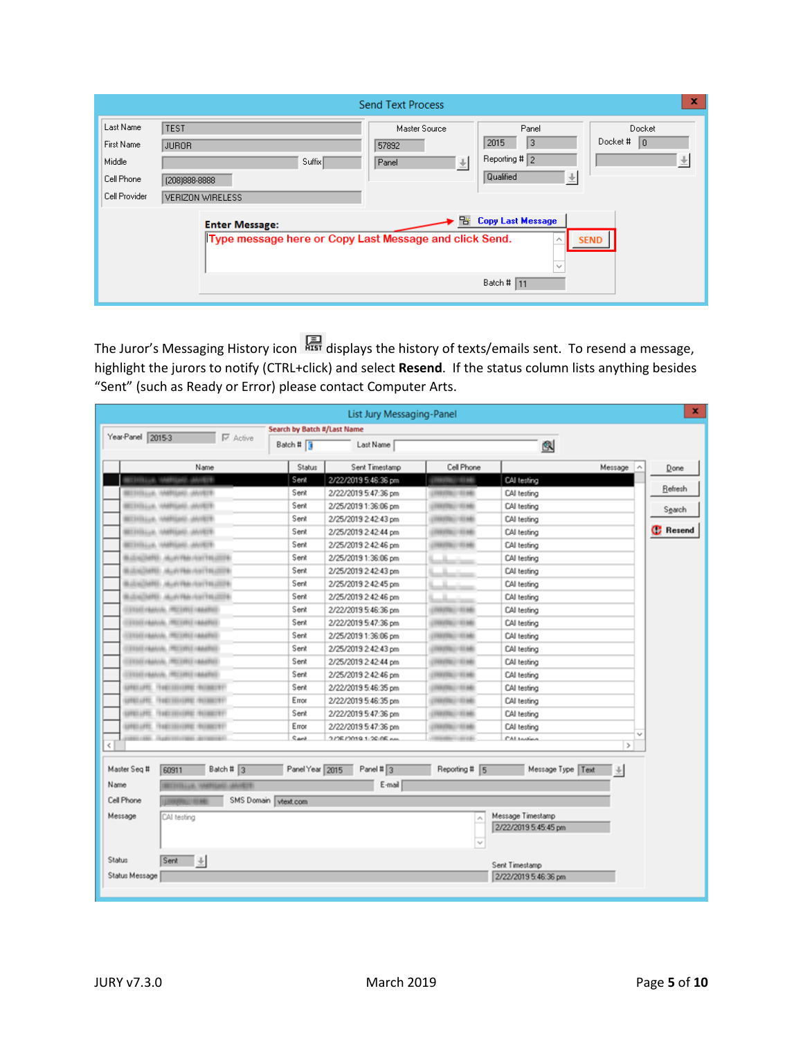The Juror's Messaging History icon displays the history of texts/emails sent. To resend a message, highlight the jurors to notify (CTRL+click) and select **Resend**. If the status column lists anything besides "Sent" (such as Ready or Error) please contact Computer Arts.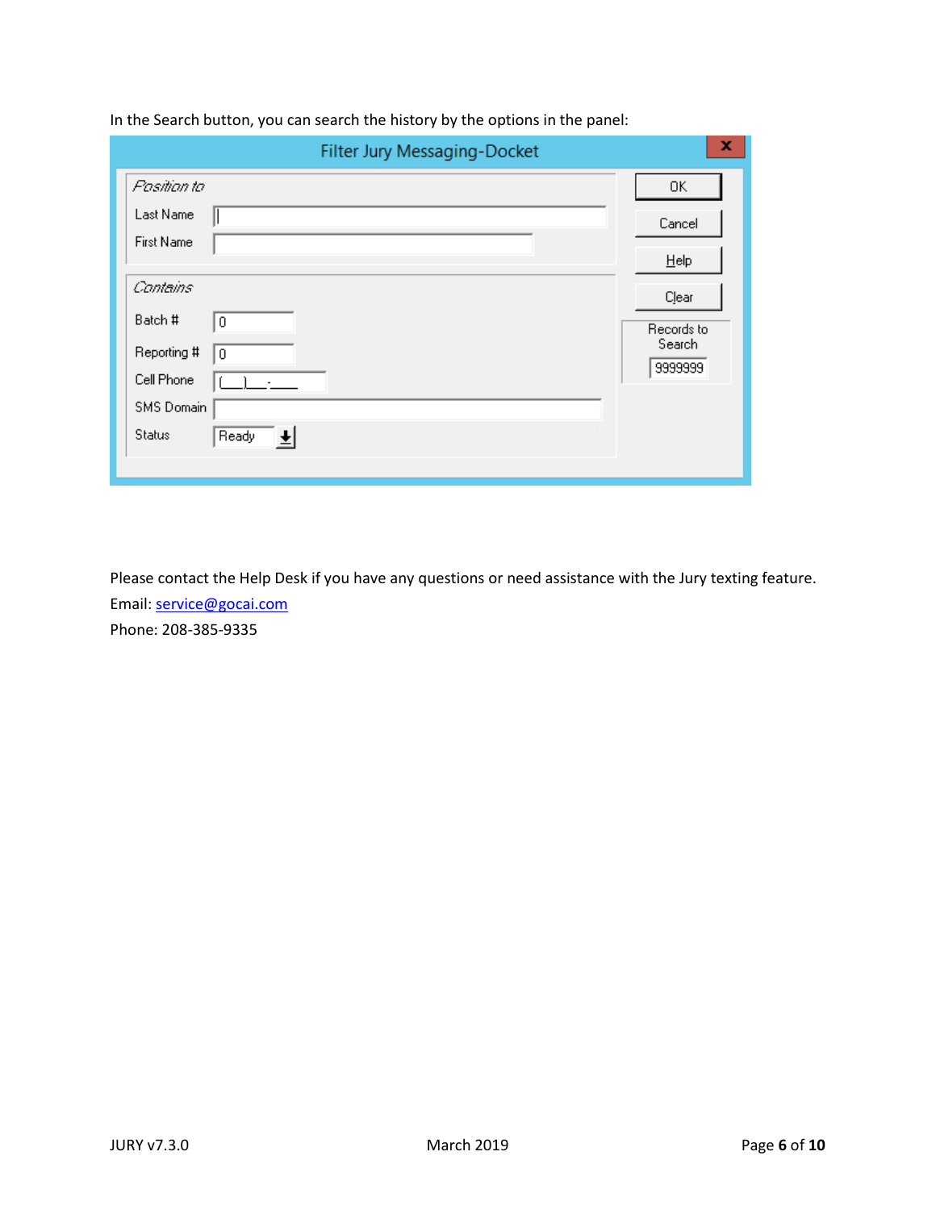In the Search button, you can search the history by the options in the panel:

**Filter Jury Messaging-Docket**

*Position to*

- Last Name
- First Name

*Contains*

- Batch # 0
- Reporting # 0
- Cell Phone (___)___-____
- SMS Domain
- Status Ready

OK | Cancel | Help | Clear

Records to Search: 9999999

Please contact the Help Desk if you have any questions or need assistance with the Jury texting feature.

Email: service@gocai.com

Phone: 208-385-9335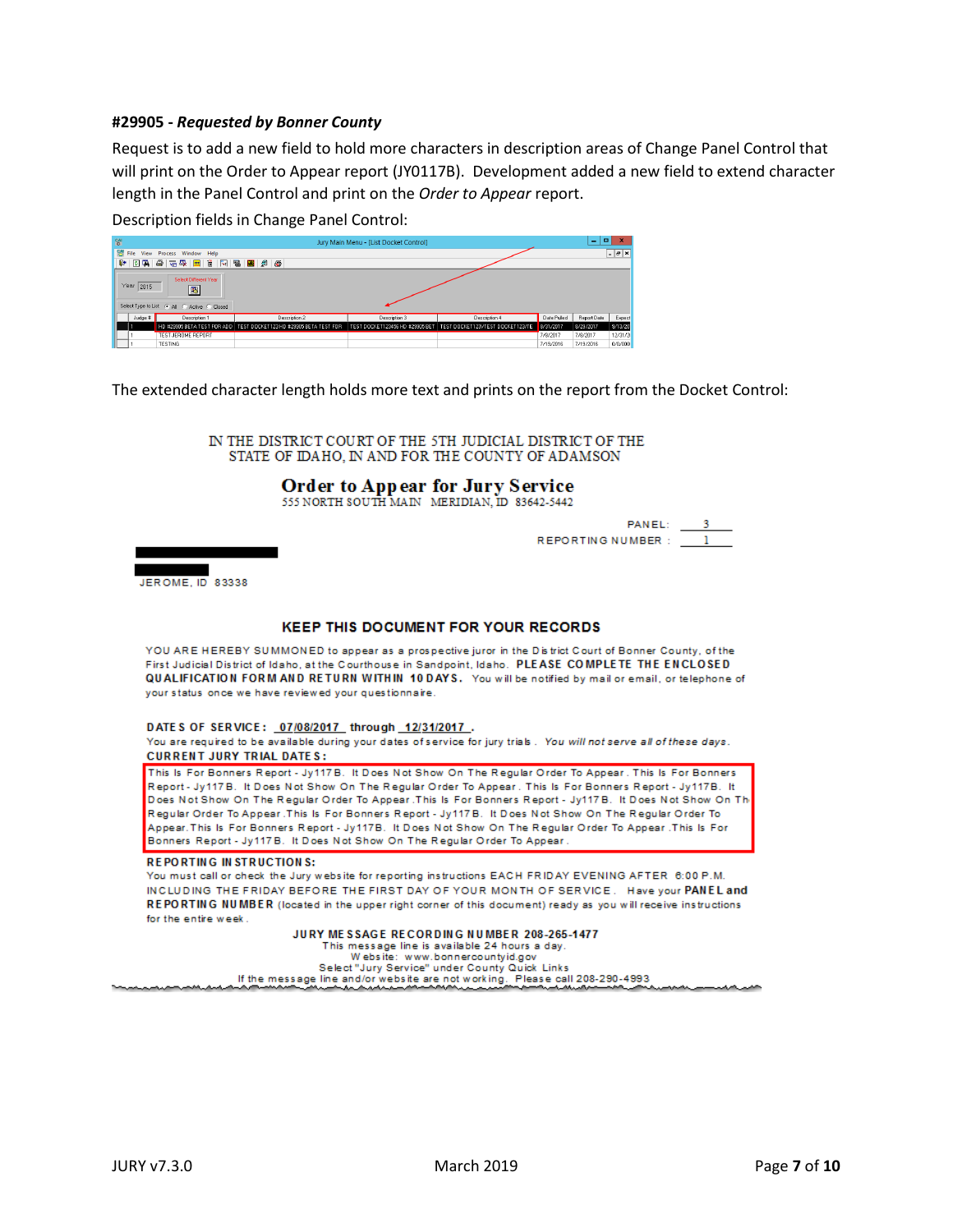#### #29905 - *Requested by Bonner County*

Request is to add a new field to hold more characters in description areas of Change Panel Control that will print on the Order to Appear report (JY0117B). Development added a new field to extend character length in the Panel Control and print on the *Order to Appear* report.

Description fields in Change Panel Control:

The extended character length holds more text and prints on the report from the Docket Control:

IN THE DISTRICT COURT OF THE 5TH JUDICIAL DISTRICT OF THE STATE OF IDAHO, IN AND FOR THE COUNTY OF ADAMSON

**Order to Appear for Jury Service**

555 NORTH SOUTH MAIN MERIDIAN, ID 83642-5442

PANEL: 3

REPORTING NUMBER : 1

JEROME, ID 83338

**KEEP THIS DOCUMENT FOR YOUR RECORDS**

YOU ARE HEREBY SUMMONED to appear as a prospective juror in the District Court of Bonner County, of the First Judicial District of Idaho, at the Courthouse in Sandpoint, Idaho. **PLEASE COMPLETE THE ENCLOSED QUALIFICATION FORM AND RETURN WITHIN 10 DAYS.** You will be notified by mail or email, or telephone of your status once we have reviewed your questionnaire.

**DATES OF SERVICE:** 07/08/2017 **through** 12/31/2017 .

You are required to be available during your dates of service for jury trials. *You will not serve all of these days.*

**CURRENT JURY TRIAL DATES:**

This Is For Bonners Report - Jy117B. It Does Not Show On The Regular Order To Appear. This Is For Bonners Report - Jy117B. It Does Not Show On The Regular Order To Appear. This Is For Bonners Report - Jy117B. It Does Not Show On The Regular Order To Appear .This Is For Bonners Report - Jy117B. It Does Not Show On Th Regular Order To Appear .This Is For Bonners Report - Jy117B. It Does Not Show On The Regular Order To Appear. This Is For Bonners Report - Jy117B. It Does Not Show On The Regular Order To Appear .This Is For Bonners Report - Jy117B. It Does Not Show On The Regular Order To Appear.

**REPORTING INSTRUCTIONS:**

You must call or check the Jury website for reporting instructions EACH FRIDAY EVENING AFTER 6:00 P.M. INCLUDING THE FRIDAY BEFORE THE FIRST DAY OF YOUR MONTH OF SERVICE. Have your **PANEL and REPORTING NUMBER** (located in the upper right corner of this document) ready as you will receive instructions for the entire week.

**JURY MESSAGE RECORDING NUMBER 208-265-1477**

This message line is available 24 hours a day.

Website: www.bonnercountyid.gov

Select "Jury Service" under County Quick Links

If the message line and/or website are not working. Please call 208-290-4993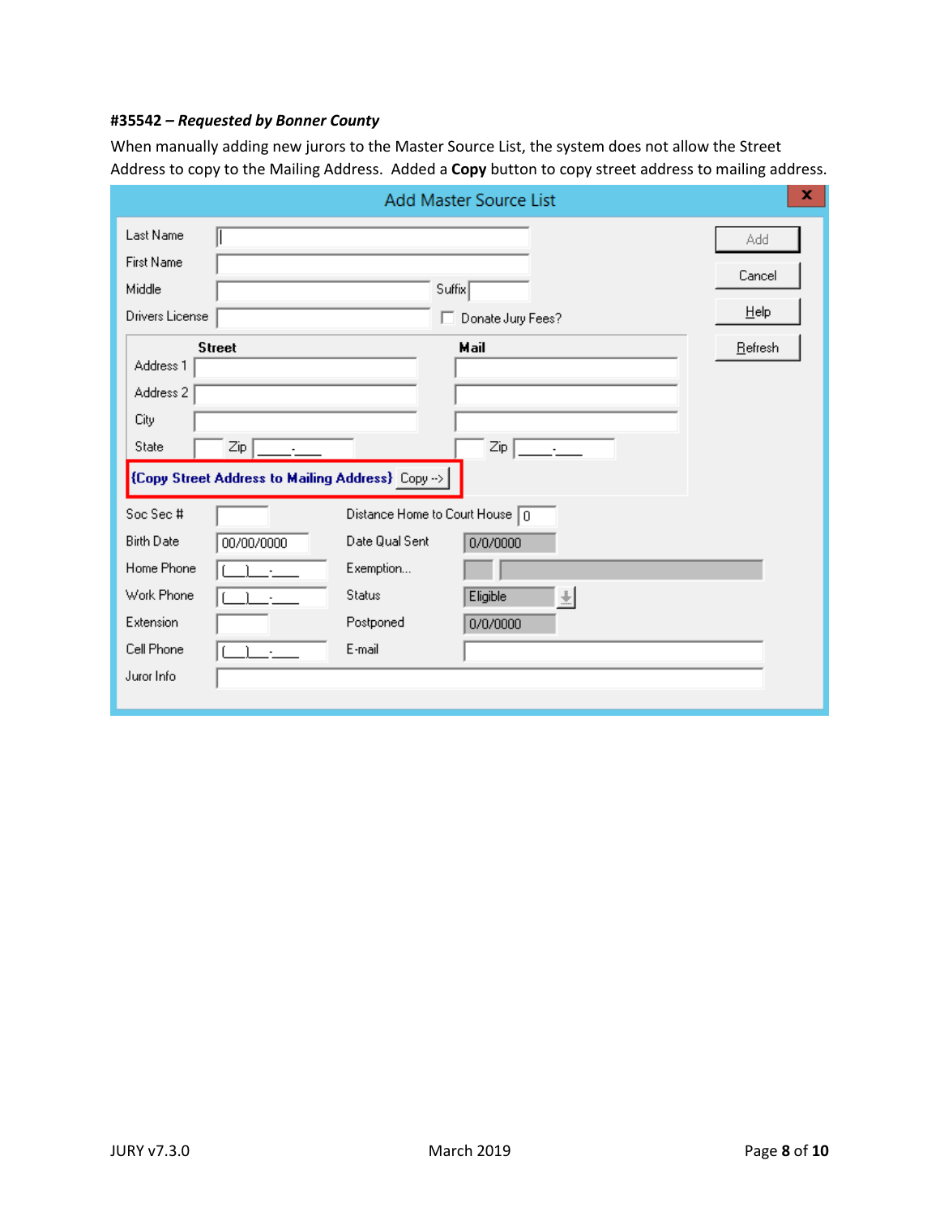**#35542 – *Requested by Bonner County***

When manually adding new jurors to the Master Source List, the system does not allow the Street Address to copy to the Mailing Address. Added a **Copy** button to copy street address to mailing address.

Add Master Source List

Last Name
First Name
Middle
Suffix
Drivers License
Donate Jury Fees?

Add
Cancel
Help
Refresh

Street
Address 1
Address 2
City
State
Zip

Mail
Zip

{Copy Street Address to Mailing Address} Copy -->

Soc Sec #
Birth Date 00/00/0000
Home Phone
Work Phone
Extension
Cell Phone
Juror Info

Distance Home to Court House 0
Date Qual Sent 0/0/0000
Exemption...
Status Eligible
Postponed 0/0/0000
E-mail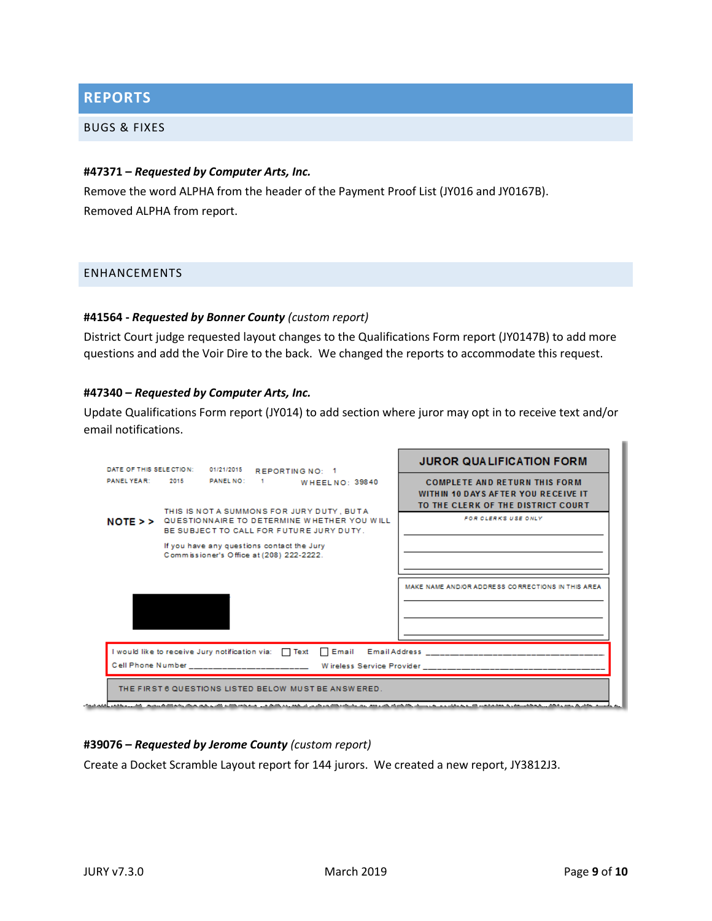## REPORTS

### BUGS & FIXES

**#47371 – *Requested by Computer Arts, Inc.***

Remove the word ALPHA from the header of the Payment Proof List (JY016 and JY0167B).

Removed ALPHA from report.

### ENHANCEMENTS

**#41564 - *Requested by Bonner County*** *(custom report)*

District Court judge requested layout changes to the Qualifications Form report (JY0147B) to add more questions and add the Voir Dire to the back. We changed the reports to accommodate this request.

**#47340 – *Requested by Computer Arts, Inc.***

Update Qualifications Form report (JY014) to add section where juror may opt in to receive text and/or email notifications.

DATE OF THIS SELECTION: 01/21/2015 REPORTING NO: 1
PANEL YEAR: 2015 PANEL NO: 1 WHEEL NO: 39840

**JUROR QUALIFICATION FORM**

COMPLETE AND RETURN THIS FORM WITHIN 10 DAYS AFTER YOU RECEIVE IT TO THE CLERK OF THE DISTRICT COURT

FOR CLERKS USE ONLY

**NOTE > >** THIS IS NOT A SUMMONS FOR JURY DUTY, BUT A QUESTIONNAIRE TO DETERMINE WHETHER YOU WILL BE SUBJECT TO CALL FOR FUTURE JURY DUTY.

If you have any questions contact the Jury Commissioner's Office at (208) 222-2222.

MAKE NAME AND/OR ADDRESS CORRECTIONS IN THIS AREA

I would like to receive Jury notification via: ☐ Text ☐ Email Email Address ____________

Cell Phone Number ____________ Wireless Service Provider ____________

THE FIRST 6 QUESTIONS LISTED BELOW MUST BE ANSWERED.

**#39076 – *Requested by Jerome County*** *(custom report)*

Create a Docket Scramble Layout report for 144 jurors. We created a new report, JY3812J3.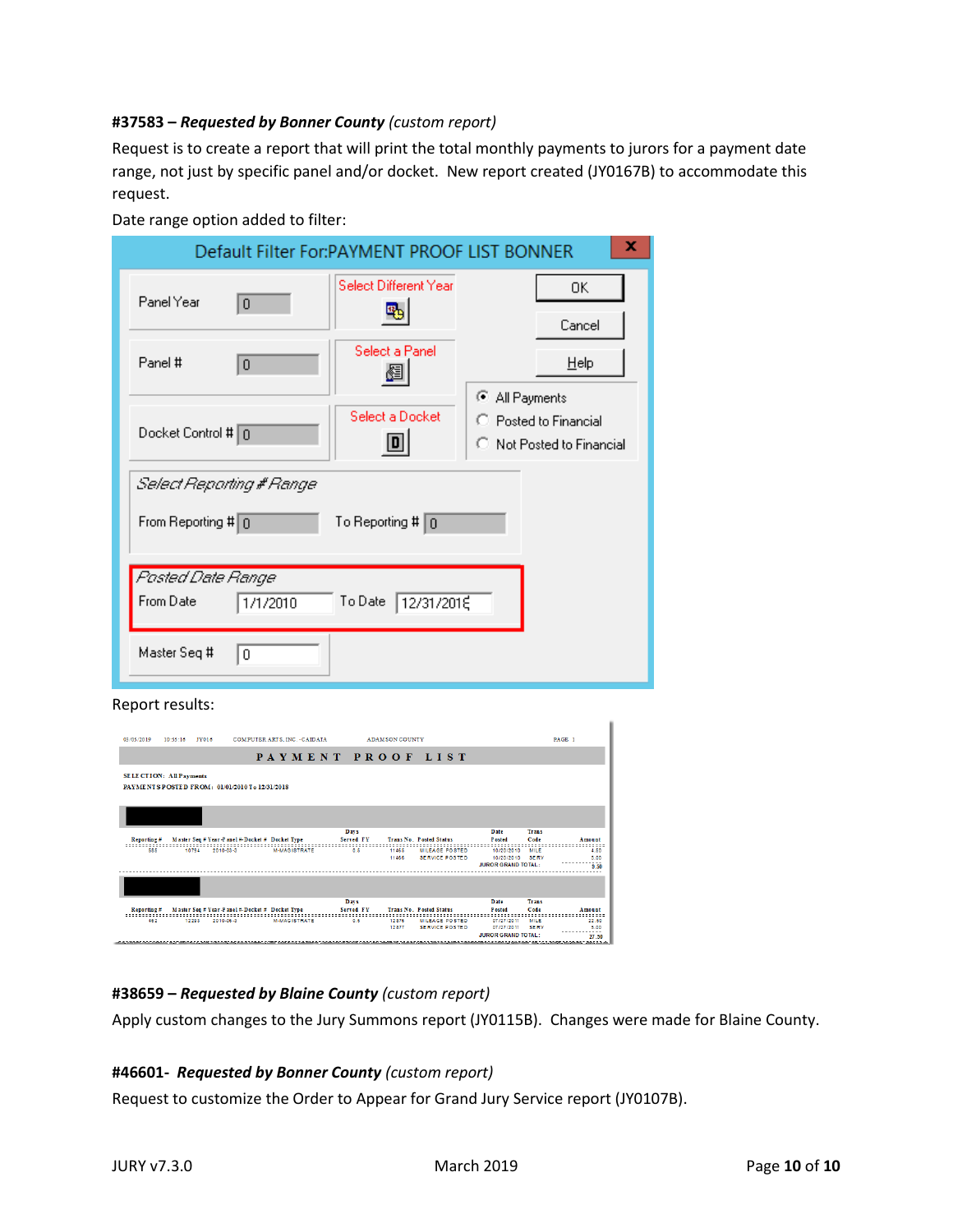**#37583 – *Requested by Bonner County*** *(custom report)*

Request is to create a report that will print the total monthly payments to jurors for a payment date range, not just by specific panel and/or docket. New report created (JY0167B) to accommodate this request.

Date range option added to filter:

Report results:

**#38659 – *Requested by Blaine County*** *(custom report)*

Apply custom changes to the Jury Summons report (JY0115B). Changes were made for Blaine County.

**#46601- *Requested by Bonner County*** *(custom report)*

Request to customize the Order to Appear for Grand Jury Service report (JY0107B).